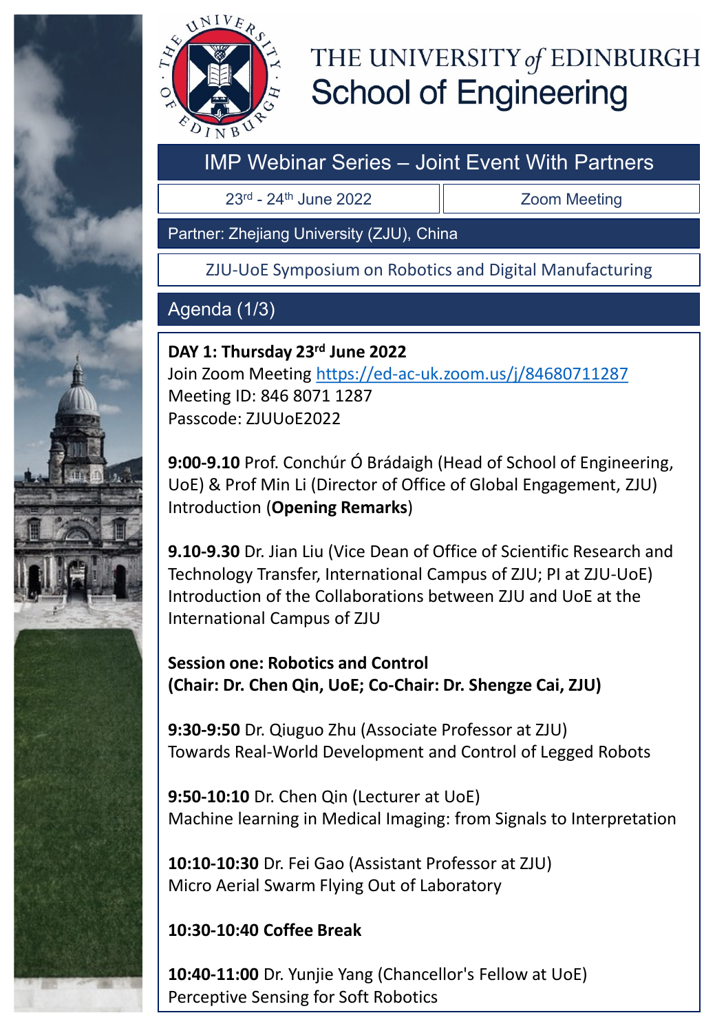# THE UNIVERSITY *of* EDINBURGH
## School of Engineering

## IMP Webinar Series – Joint Event With Partners

| 23rd - 24th June 2022 | Zoom Meeting |
|---|---|

Partner: Zhejiang University (ZJU), China

ZJU-UoE Symposium on Robotics and Digital Manufacturing

## Agenda (1/3)

**DAY 1: Thursday 23rd June 2022**
Join Zoom Meeting https://ed-ac-uk.zoom.us/j/84680711287
Meeting ID: 846 8071 1287
Passcode: ZJUUoE2022

**9:00-9.10** Prof. Conchúr Ó Brádaigh (Head of School of Engineering, UoE) & Prof Min Li (Director of Office of Global Engagement, ZJU)
Introduction (**Opening Remarks**)

**9.10-9.30** Dr. Jian Liu (Vice Dean of Office of Scientific Research and Technology Transfer, International Campus of ZJU; PI at ZJU-UoE)
Introduction of the Collaborations between ZJU and UoE at the International Campus of ZJU

**Session one: Robotics and Control**
**(Chair: Dr. Chen Qin, UoE; Co-Chair: Dr. Shengze Cai, ZJU)**

**9:30-9:50** Dr. Qiuguo Zhu (Associate Professor at ZJU)
Towards Real-World Development and Control of Legged Robots

**9:50-10:10** Dr. Chen Qin (Lecturer at UoE)
Machine learning in Medical Imaging: from Signals to Interpretation

**10:10-10:30** Dr. Fei Gao (Assistant Professor at ZJU)
Micro Aerial Swarm Flying Out of Laboratory

**10:30-10:40 Coffee Break**

**10:40-11:00** Dr. Yunjie Yang (Chancellor's Fellow at UoE)
Perceptive Sensing for Soft Robotics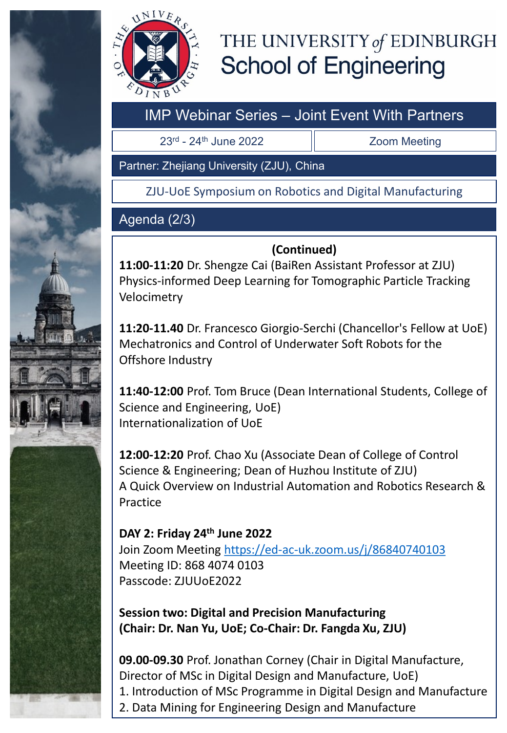# THE UNIVERSITY *of* EDINBURGH
## School of Engineering

**IMP Webinar Series – Joint Event With Partners**

| 23rd - 24th June 2022 | Zoom Meeting |
| --- | --- |

Partner: Zhejiang University (ZJU), China

ZJU-UoE Symposium on Robotics and Digital Manufacturing

### Agenda (2/3)

**(Continued)**

**11:00-11:20** Dr. Shengze Cai (BaiRen Assistant Professor at ZJU)
Physics-informed Deep Learning for Tomographic Particle Tracking Velocimetry

**11:20-11.40** Dr. Francesco Giorgio-Serchi (Chancellor's Fellow at UoE)
Mechatronics and Control of Underwater Soft Robots for the Offshore Industry

**11:40-12:00** Prof. Tom Bruce (Dean International Students, College of Science and Engineering, UoE)
Internationalization of UoE

**12:00-12:20** Prof. Chao Xu (Associate Dean of College of Control Science & Engineering; Dean of Huzhou Institute of ZJU)
A Quick Overview on Industrial Automation and Robotics Research & Practice

**DAY 2: Friday 24th June 2022**
Join Zoom Meeting https://ed-ac-uk.zoom.us/j/86840740103
Meeting ID: 868 4074 0103
Passcode: ZJUUoE2022

**Session two: Digital and Precision Manufacturing**
**(Chair: Dr. Nan Yu, UoE; Co-Chair: Dr. Fangda Xu, ZJU)**

**09.00-09.30** Prof. Jonathan Corney (Chair in Digital Manufacture, Director of MSc in Digital Design and Manufacture, UoE)
1. Introduction of MSc Programme in Digital Design and Manufacture
2. Data Mining for Engineering Design and Manufacture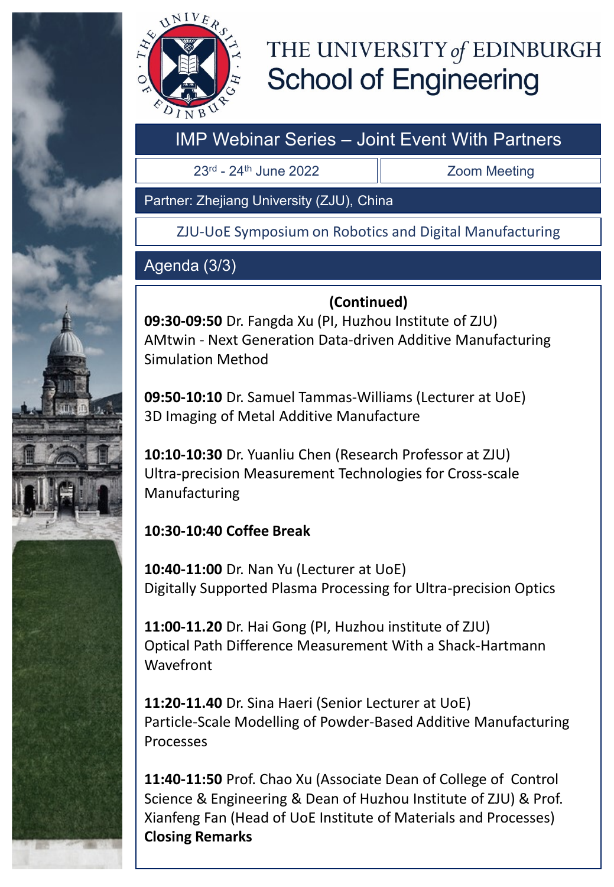# THE UNIVERSITY *of* EDINBURGH
## School of Engineering

**IMP Webinar Series – Joint Event With Partners**

| | |
|---|---|
| 23rd - 24th June 2022 | Zoom Meeting |

Partner: Zhejiang University (ZJU), China

ZJU-UoE Symposium on Robotics and Digital Manufacturing

### Agenda (3/3)

**(Continued)**

**09:30-09:50** Dr. Fangda Xu (PI, Huzhou Institute of ZJU)
AMtwin - Next Generation Data-driven Additive Manufacturing Simulation Method

**09:50-10:10** Dr. Samuel Tammas-Williams (Lecturer at UoE)
3D Imaging of Metal Additive Manufacture

**10:10-10:30** Dr. Yuanliu Chen (Research Professor at ZJU)
Ultra-precision Measurement Technologies for Cross-scale Manufacturing

**10:30-10:40 Coffee Break**

**10:40-11:00** Dr. Nan Yu (Lecturer at UoE)
Digitally Supported Plasma Processing for Ultra-precision Optics

**11:00-11.20** Dr. Hai Gong (PI, Huzhou institute of ZJU)
Optical Path Difference Measurement With a Shack-Hartmann Wavefront

**11:20-11.40** Dr. Sina Haeri (Senior Lecturer at UoE)
Particle-Scale Modelling of Powder-Based Additive Manufacturing Processes

**11:40-11:50** Prof. Chao Xu (Associate Dean of College of Control Science & Engineering & Dean of Huzhou Institute of ZJU) & Prof. Xianfeng Fan (Head of UoE Institute of Materials and Processes)
**Closing Remarks**